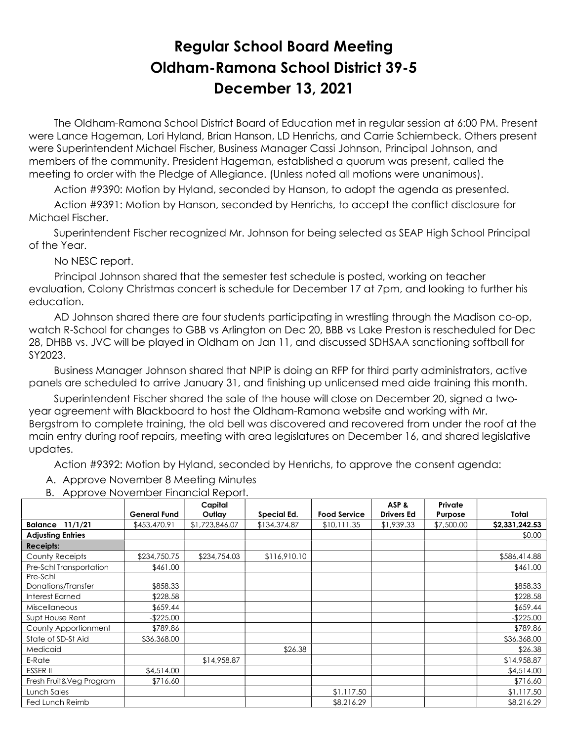# Regular School Board Meeting
# Oldham-Ramona School District 39-5
# December 13, 2021

The Oldham-Ramona School District Board of Education met in regular session at 6:00 PM. Present were Lance Hageman, Lori Hyland, Brian Hanson, LD Henrichs, and Carrie Schiernbeck. Others present were Superintendent Michael Fischer, Business Manager Cassi Johnson, Principal Johnson, and members of the community. President Hageman, established a quorum was present, called the meeting to order with the Pledge of Allegiance. (Unless noted all motions were unanimous).

Action #9390: Motion by Hyland, seconded by Hanson, to adopt the agenda as presented.

Action #9391: Motion by Hanson, seconded by Henrichs, to accept the conflict disclosure for Michael Fischer.

Superintendent Fischer recognized Mr. Johnson for being selected as SEAP High School Principal of the Year.

No NESC report.

Principal Johnson shared that the semester test schedule is posted, working on teacher evaluation, Colony Christmas concert is schedule for December 17 at 7pm, and looking to further his education.

AD Johnson shared there are four students participating in wrestling through the Madison co-op, watch R-School for changes to GBB vs Arlington on Dec 20, BBB vs Lake Preston is rescheduled for Dec 28, DHBB vs. JVC will be played in Oldham on Jan 11, and discussed SDHSAA sanctioning softball for SY2023.

Business Manager Johnson shared that NPIP is doing an RFP for third party administrators, active panels are scheduled to arrive January 31, and finishing up unlicensed med aide training this month.

Superintendent Fischer shared the sale of the house will close on December 20, signed a two-year agreement with Blackboard to host the Oldham-Ramona website and working with Mr. Bergstrom to complete training, the old bell was discovered and recovered from under the roof at the main entry during roof repairs, meeting with area legislatures on December 16, and shared legislative updates.

Action #9392: Motion by Hyland, seconded by Henrichs, to approve the consent agenda:

A. Approve November 8 Meeting Minutes
B. Approve November Financial Report.

| | General Fund | Capital Outlay | Special Ed. | Food Service | ASP & Drivers Ed | Private Purpose | Total |
|---|---|---|---|---|---|---|---|
| **Balance 11/1/21** | $453,470.91 | $1,723,846.07 | $134,374.87 | $10,111.35 | $1,939.33 | $7,500.00 | **$2,331,242.53** |
| **Adjusting Entries** | | | | | | | $0.00 |
| **Receipts:** | | | | | | | |
| County Receipts | $234,750.75 | $234,754.03 | $116,910.10 | | | | $586,414.88 |
| Pre-Schl Transportation | $461.00 | | | | | | $461.00 |
| Pre-Schl Donations/Transfer | $858.33 | | | | | | $858.33 |
| Interest Earned | $228.58 | | | | | | $228.58 |
| Miscellaneous | $659.44 | | | | | | $659.44 |
| Supt House Rent | -$225.00 | | | | | | -$225.00 |
| County Apportionment | $789.86 | | | | | | $789.86 |
| State of SD-St Aid | $36,368.00 | | | | | | $36,368.00 |
| Medicaid | | | $26.38 | | | | $26.38 |
| E-Rate | | $14,958.87 | | | | | $14,958.87 |
| ESSER II | $4,514.00 | | | | | | $4,514.00 |
| Fresh Fruit&Veg Program | $716.60 | | | | | | $716.60 |
| Lunch Sales | | | | $1,117.50 | | | $1,117.50 |
| Fed Lunch Reimb | | | | $8,216.29 | | | $8,216.29 |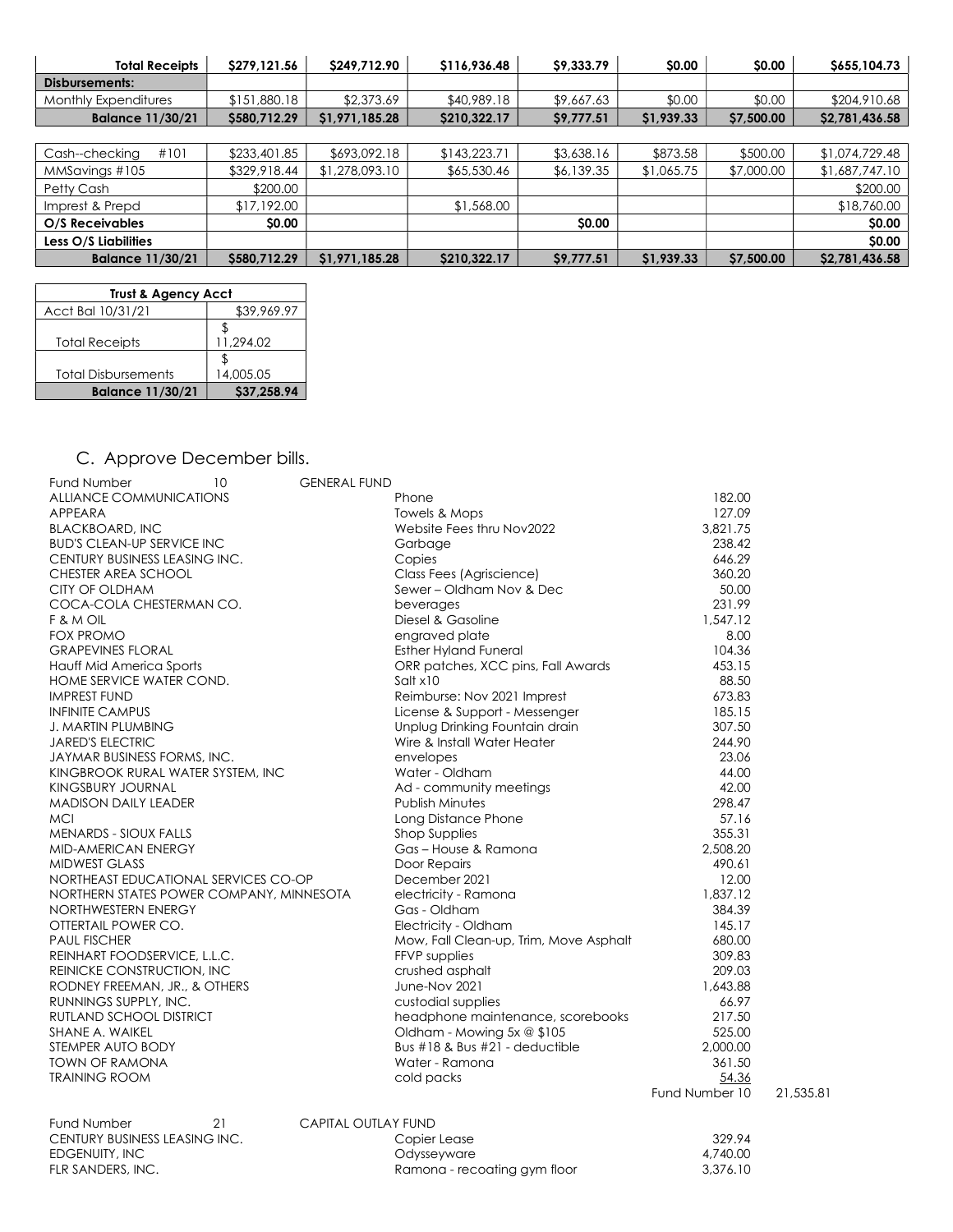| Total Receipts | $279,121.56 | $249,712.90 | $116,936.48 | $9,333.79 | $0.00 | $0.00 | $655,104.73 |
|---|---|---|---|---|---|---|---|
| **Disbursements:** | | | | | | | |
| Monthly Expenditures | $151,880.18 | $2,373.69 | $40,989.18 | $9,667.63 | $0.00 | $0.00 | $204,910.68 |
| **Balance 11/30/21** | **$580,712.29** | **$1,971,185.28** | **$210,322.17** | **$9,777.51** | **$1,939.33** | **$7,500.00** | **$2,781,436.58** |

| | | | | | | | |
|---|---|---|---|---|---|---|---|
| Cash--checking #101 | $233,401.85 | $693,092.18 | $143,223.71 | $3,638.16 | $873.58 | $500.00 | $1,074,729.48 |
| MMSavings #105 | $329,918.44 | $1,278,093.10 | $65,530.46 | $6,139.35 | $1,065.75 | $7,000.00 | $1,687,747.10 |
| Petty Cash | $200.00 | | | | | | $200.00 |
| Imprest & Prepd | $17,192.00 | | $1,568.00 | | | | $18,760.00 |
| **O/S Receivables** | **$0.00** | | | **$0.00** | | | **$0.00** |
| **Less O/S Liabilities** | | | | | | | **$0.00** |
| **Balance 11/30/21** | **$580,712.29** | **$1,971,185.28** | **$210,322.17** | **$9,777.51** | **$1,939.33** | **$7,500.00** | **$2,781,436.58** |

| Trust & Agency Acct | |
|---|---|
| Acct Bal 10/31/21 | $39,969.97 |
| Total Receipts | $ 11,294.02 |
| Total Disbursements | $ 14,005.05 |
| **Balance 11/30/21** | **$37,258.94** |

## C. Approve December bills.

Fund Number 10 GENERAL FUND

| Vendor | Description | Amount | |
|---|---|---|---|
| ALLIANCE COMMUNICATIONS | Phone | 182.00 | |
| APPEARA | Towels & Mops | 127.09 | |
| BLACKBOARD, INC | Website Fees thru Nov2022 | 3,821.75 | |
| BUD'S CLEAN-UP SERVICE INC | Garbage | 238.42 | |
| CENTURY BUSINESS LEASING INC. | Copies | 646.29 | |
| CHESTER AREA SCHOOL | Class Fees (Agriscience) | 360.20 | |
| CITY OF OLDHAM | Sewer – Oldham Nov & Dec | 50.00 | |
| COCA-COLA CHESTERMAN CO. | beverages | 231.99 | |
| F & M OIL | Diesel & Gasoline | 1,547.12 | |
| FOX PROMO | engraved plate | 8.00 | |
| GRAPEVINES FLORAL | Esther Hyland Funeral | 104.36 | |
| Hauff Mid America Sports | ORR patches, XCC pins, Fall Awards | 453.15 | |
| HOME SERVICE WATER COND. | Salt x10 | 88.50 | |
| IMPREST FUND | Reimburse: Nov 2021 Imprest | 673.83 | |
| INFINITE CAMPUS | License & Support - Messenger | 185.15 | |
| J. MARTIN PLUMBING | Unplug Drinking Fountain drain | 307.50 | |
| JARED'S ELECTRIC | Wire & Install Water Heater | 244.90 | |
| JAYMAR BUSINESS FORMS, INC. | envelopes | 23.06 | |
| KINGBROOK RURAL WATER SYSTEM, INC | Water - Oldham | 44.00 | |
| KINGSBURY JOURNAL | Ad - community meetings | 42.00 | |
| MADISON DAILY LEADER | Publish Minutes | 298.47 | |
| MCI | Long Distance Phone | 57.16 | |
| MENARDS - SIOUX FALLS | Shop Supplies | 355.31 | |
| MID-AMERICAN ENERGY | Gas – House & Ramona | 2,508.20 | |
| MIDWEST GLASS | Door Repairs | 490.61 | |
| NORTHEAST EDUCATIONAL SERVICES CO-OP | December 2021 | 12.00 | |
| NORTHERN STATES POWER COMPANY, MINNESOTA | electricity - Ramona | 1,837.12 | |
| NORTHWESTERN ENERGY | Gas - Oldham | 384.39 | |
| OTTERTAIL POWER CO. | Electricity - Oldham | 145.17 | |
| PAUL FISCHER | Mow, Fall Clean-up, Trim, Move Asphalt | 680.00 | |
| REINHART FOODSERVICE, L.L.C. | FFVP supplies | 309.83 | |
| REINICKE CONSTRUCTION, INC | crushed asphalt | 209.03 | |
| RODNEY FREEMAN, JR., & OTHERS | June-Nov 2021 | 1,643.88 | |
| RUNNINGS SUPPLY, INC. | custodial supplies | 66.97 | |
| RUTLAND SCHOOL DISTRICT | headphone maintenance, scorebooks | 217.50 | |
| SHANE A. WAIKEL | Oldham - Mowing 5x @ $105 | 525.00 | |
| STEMPER AUTO BODY | Bus #18 & Bus #21 - deductible | 2,000.00 | |
| TOWN OF RAMONA | Water - Ramona | 361.50 | |
| TRAINING ROOM | cold packs | 54.36 | |
| | | Fund Number 10 | 21,535.81 |

Fund Number 21 CAPITAL OUTLAY FUND

| Vendor | Description | Amount |
|---|---|---|
| CENTURY BUSINESS LEASING INC. | Copier Lease | 329.94 |
| EDGENUITY, INC | Odysseyware | 4,740.00 |
| FLR SANDERS, INC. | Ramona - recoating gym floor | 3,376.10 |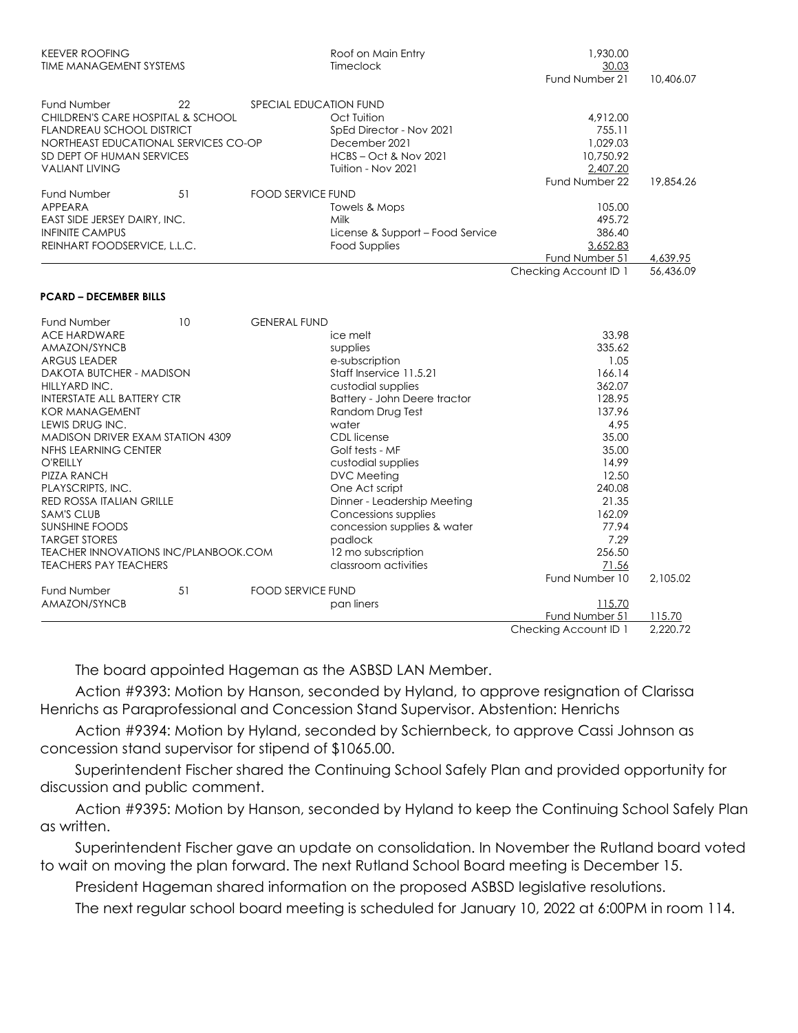| | | | | |
|---|---|---|---|---|
| KEEVER ROOFING | | Roof on Main Entry | 1,930.00 | |
| TIME MANAGEMENT SYSTEMS | | Timeclock | 30.03 | |
| | | | Fund Number 21 | 10,406.07 |
| Fund Number | 22 | SPECIAL EDUCATION FUND | | |
| CHILDREN'S CARE HOSPITAL & SCHOOL | | Oct Tuition | 4,912.00 | |
| FLANDREAU SCHOOL DISTRICT | | SpEd Director - Nov 2021 | 755.11 | |
| NORTHEAST EDUCATIONAL SERVICES CO-OP | | December 2021 | 1,029.03 | |
| SD DEPT OF HUMAN SERVICES | | HCBS – Oct & Nov 2021 | 10,750.92 | |
| VALIANT LIVING | | Tuition - Nov 2021 | 2,407.20 | |
| | | | Fund Number 22 | 19,854.26 |
| Fund Number | 51 | FOOD SERVICE FUND | | |
| APPEARA | | Towels & Mops | 105.00 | |
| EAST SIDE JERSEY DAIRY, INC. | | Milk | 495.72 | |
| INFINITE CAMPUS | | License & Support – Food Service | 386.40 | |
| REINHART FOODSERVICE, L.L.C. | | Food Supplies | 3,652.83 | |
| | | | Fund Number 51 | 4,639.95 |
| | | | Checking Account ID 1 | 56,436.09 |

**PCARD – DECEMBER BILLS**

| | | | | |
|---|---|---|---|---|
| Fund Number | 10 | GENERAL FUND | | |
| ACE HARDWARE | | ice melt | 33.98 | |
| AMAZON/SYNCB | | supplies | 335.62 | |
| ARGUS LEADER | | e-subscription | 1.05 | |
| DAKOTA BUTCHER - MADISON | | Staff Inservice 11.5.21 | 166.14 | |
| HILLYARD INC. | | custodial supplies | 362.07 | |
| INTERSTATE ALL BATTERY CTR | | Battery - John Deere tractor | 128.95 | |
| KOR MANAGEMENT | | Random Drug Test | 137.96 | |
| LEWIS DRUG INC. | | water | 4.95 | |
| MADISON DRIVER EXAM STATION 4309 | | CDL license | 35.00 | |
| NFHS LEARNING CENTER | | Golf tests - MF | 35.00 | |
| O'REILLY | | custodial supplies | 14.99 | |
| PIZZA RANCH | | DVC Meeting | 12.50 | |
| PLAYSCRIPTS, INC. | | One Act script | 240.08 | |
| RED ROSSA ITALIAN GRILLE | | Dinner - Leadership Meeting | 21.35 | |
| SAM'S CLUB | | Concessions supplies | 162.09 | |
| SUNSHINE FOODS | | concession supplies & water | 77.94 | |
| TARGET STORES | | padlock | 7.29 | |
| TEACHER INNOVATIONS INC/PLANBOOK.COM | | 12 mo subscription | 256.50 | |
| TEACHERS PAY TEACHERS | | classroom activities | 71.56 | |
| | | | Fund Number 10 | 2,105.02 |
| Fund Number | 51 | FOOD SERVICE FUND | | |
| AMAZON/SYNCB | | pan liners | 115.70 | |
| | | | Fund Number 51 | 115.70 |
| | | | Checking Account ID 1 | 2,220.72 |

The board appointed Hageman as the ASBSD LAN Member.

Action #9393: Motion by Hanson, seconded by Hyland, to approve resignation of Clarissa Henrichs as Paraprofessional and Concession Stand Supervisor. Abstention: Henrichs

Action #9394: Motion by Hyland, seconded by Schiernbeck, to approve Cassi Johnson as concession stand supervisor for stipend of $1065.00.

Superintendent Fischer shared the Continuing School Safely Plan and provided opportunity for discussion and public comment.

Action #9395: Motion by Hanson, seconded by Hyland to keep the Continuing School Safely Plan as written.

Superintendent Fischer gave an update on consolidation. In November the Rutland board voted to wait on moving the plan forward. The next Rutland School Board meeting is December 15.

President Hageman shared information on the proposed ASBSD legislative resolutions.

The next regular school board meeting is scheduled for January 10, 2022 at 6:00PM in room 114.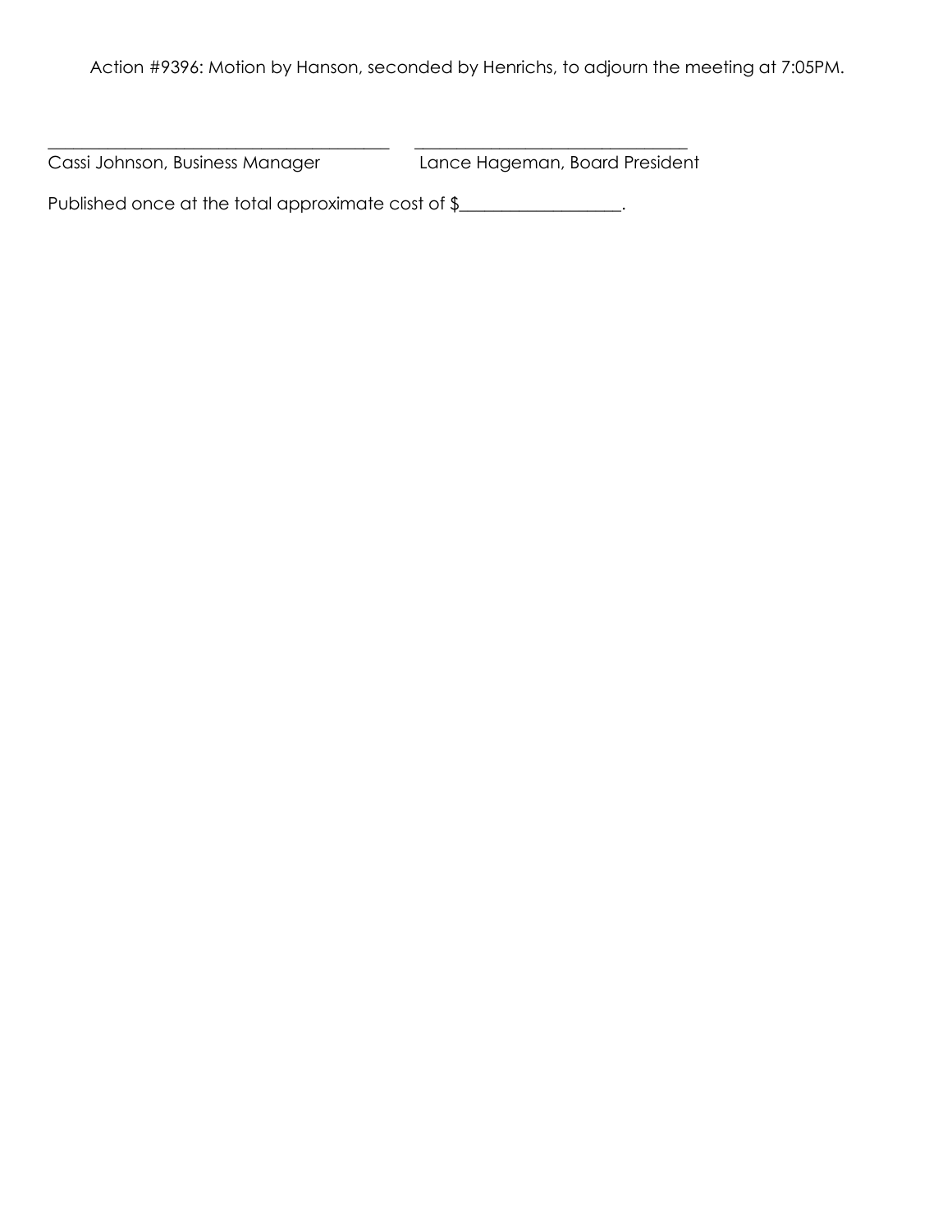Action #9396: Motion by Hanson, seconded by Henrichs, to adjourn the meeting at 7:05PM.

\_\_\_\_\_\_\_\_\_\_\_\_\_\_\_\_\_\_\_\_\_\_\_\_\_\_\_\_\_\_\_\_\_\_\_\_\_\_\_\_ \_\_\_\_\_\_\_\_\_\_\_\_\_\_\_\_\_\_\_\_\_\_\_\_\_\_\_\_\_\_\_\_

Cassi Johnson, Business Manager Lance Hageman, Board President

Published once at the total approximate cost of $\_\_\_\_\_\_\_\_\_\_\_\_\_\_\_\_\_\_.